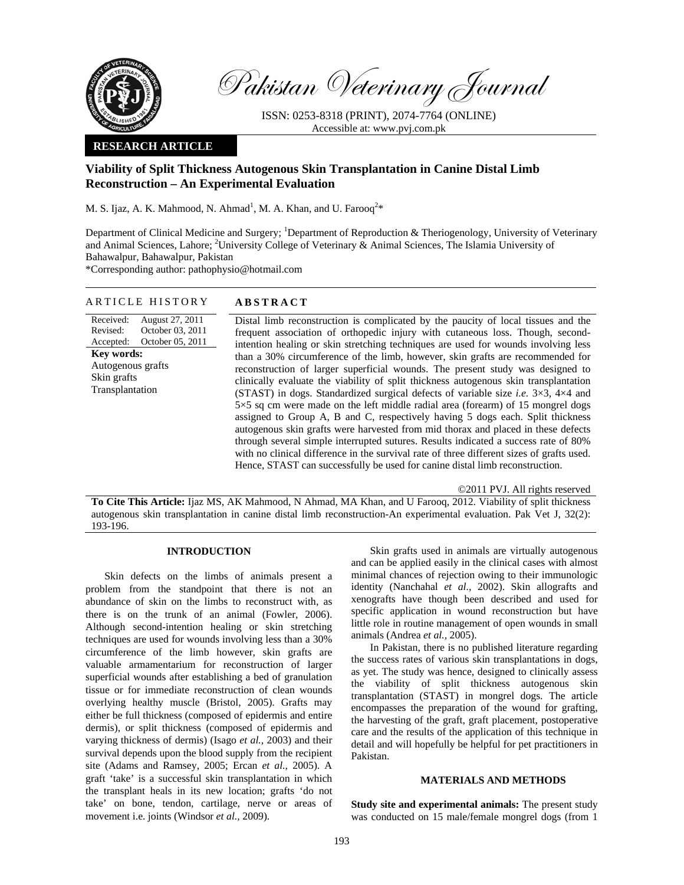Pakistan Veterinary Journal

ISSN: 0253-8318 (PRINT), 2074-7764 (ONLINE)
Accessible at: www.pvj.com.pk

**RESEARCH ARTICLE**

# Viability of Split Thickness Autogenous Skin Transplantation in Canine Distal Limb Reconstruction – An Experimental Evaluation

M. S. Ijaz, A. K. Mahmood, N. Ahmad[1], M. A. Khan, and U. Farooq[2]*

Department of Clinical Medicine and Surgery; [1]Department of Reproduction & Theriogenology, University of Veterinary and Animal Sciences, Lahore; [2]University College of Veterinary & Animal Sciences, The Islamia University of Bahawalpur, Bahawalpur, Pakistan

*Corresponding author: pathophysio@hotmail.com

## ARTICLE HISTORY

| | |
|---|---|
| Received: | August 27, 2011 |
| Revised: | October 03, 2011 |
| Accepted: | October 05, 2011 |

**Key words:**
Autogenous grafts
Skin grafts
Transplantation

## ABSTRACT

Distal limb reconstruction is complicated by the paucity of local tissues and the frequent association of orthopedic injury with cutaneous loss. Though, second-intention healing or skin stretching techniques are used for wounds involving less than a 30% circumference of the limb, however, skin grafts are recommended for reconstruction of larger superficial wounds. The present study was designed to clinically evaluate the viability of split thickness autogenous skin transplantation (STAST) in dogs. Standardized surgical defects of variable size *i.e.* 3×3, 4×4 and 5×5 sq cm were made on the left middle radial area (forearm) of 15 mongrel dogs assigned to Group A, B and C, respectively having 5 dogs each. Split thickness autogenous skin grafts were harvested from mid thorax and placed in these defects through several simple interrupted sutures. Results indicated a success rate of 80% with no clinical difference in the survival rate of three different sizes of grafts used. Hence, STAST can successfully be used for canine distal limb reconstruction.

©2011 PVJ. All rights reserved

**To Cite This Article:** Ijaz MS, AK Mahmood, N Ahmad, MA Khan, and U Farooq, 2012. Viability of split thickness autogenous skin transplantation in canine distal limb reconstruction-An experimental evaluation. Pak Vet J, 32(2): 193-196.

## INTRODUCTION

Skin defects on the limbs of animals present a problem from the standpoint that there is not an abundance of skin on the limbs to reconstruct with, as there is on the trunk of an animal (Fowler, 2006). Although second-intention healing or skin stretching techniques are used for wounds involving less than a 30% circumference of the limb however, skin grafts are valuable armamentarium for reconstruction of larger superficial wounds after establishing a bed of granulation tissue or for immediate reconstruction of clean wounds overlying healthy muscle (Bristol, 2005). Grafts may either be full thickness (composed of epidermis and entire dermis), or split thickness (composed of epidermis and varying thickness of dermis) (Isago *et al.,* 2003) and their survival depends upon the blood supply from the recipient site (Adams and Ramsey, 2005; Ercan *et al.,* 2005). A graft 'take' is a successful skin transplantation in which the transplant heals in its new location; grafts 'do not take' on bone, tendon, cartilage, nerve or areas of movement i.e. joints (Windsor *et al.,* 2009).

Skin grafts used in animals are virtually autogenous and can be applied easily in the clinical cases with almost minimal chances of rejection owing to their immunologic identity (Nanchahal *et al.,* 2002). Skin allografts and xenografts have though been described and used for specific application in wound reconstruction but have little role in routine management of open wounds in small animals (Andrea *et al.,* 2005).

In Pakistan, there is no published literature regarding the success rates of various skin transplantations in dogs, as yet. The study was hence, designed to clinically assess the viability of split thickness autogenous skin transplantation (STAST) in mongrel dogs. The article encompasses the preparation of the wound for grafting, the harvesting of the graft, graft placement, postoperative care and the results of the application of this technique in detail and will hopefully be helpful for pet practitioners in Pakistan.

## MATERIALS AND METHODS

**Study site and experimental animals:** The present study was conducted on 15 male/female mongrel dogs (from 1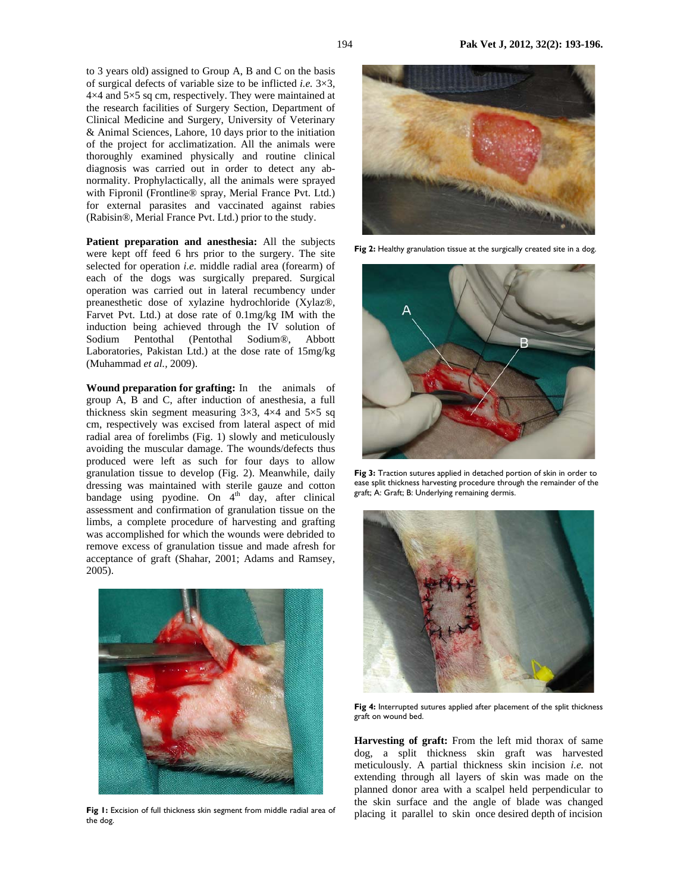to 3 years old) assigned to Group A, B and C on the basis of surgical defects of variable size to be inflicted *i.e.* 3×3, 4×4 and 5×5 sq cm, respectively. They were maintained at the research facilities of Surgery Section, Department of Clinical Medicine and Surgery, University of Veterinary & Animal Sciences, Lahore, 10 days prior to the initiation of the project for acclimatization. All the animals were thoroughly examined physically and routine clinical diagnosis was carried out in order to detect any abnormality. Prophylactically, all the animals were sprayed with Fipronil (Frontline® spray, Merial France Pvt. Ltd.) for external parasites and vaccinated against rabies (Rabisin®, Merial France Pvt. Ltd.) prior to the study.

**Patient preparation and anesthesia:** All the subjects were kept off feed 6 hrs prior to the surgery. The site selected for operation *i.e.* middle radial area (forearm) of each of the dogs was surgically prepared. Surgical operation was carried out in lateral recumbency under preanesthetic dose of xylazine hydrochloride (Xylaz®, Farvet Pvt. Ltd.) at dose rate of 0.1mg/kg IM with the induction being achieved through the IV solution of Sodium Pentothal (Pentothal Sodium®, Abbott Laboratories, Pakistan Ltd.) at the dose rate of 15mg/kg (Muhammad *et al.,* 2009).

**Wound preparation for grafting:** In the animals of group A, B and C, after induction of anesthesia, a full thickness skin segment measuring 3×3, 4×4 and 5×5 sq cm, respectively was excised from lateral aspect of mid radial area of forelimbs (Fig. 1) slowly and meticulously avoiding the muscular damage. The wounds/defects thus produced were left as such for four days to allow granulation tissue to develop (Fig. 2). Meanwhile, daily dressing was maintained with sterile gauze and cotton bandage using pyodine. On 4$^{th}$ day, after clinical assessment and confirmation of granulation tissue on the limbs, a complete procedure of harvesting and grafting was accomplished for which the wounds were debrided to remove excess of granulation tissue and made afresh for acceptance of graft (Shahar, 2001; Adams and Ramsey, 2005).

**Fig 1:** Excision of full thickness skin segment from middle radial area of the dog.

**Fig 2:** Healthy granulation tissue at the surgically created site in a dog.

**Fig 3:** Traction sutures applied in detached portion of skin in order to ease split thickness harvesting procedure through the remainder of the graft; A: Graft; B: Underlying remaining dermis.

**Fig 4:** Interrupted sutures applied after placement of the split thickness graft on wound bed.

**Harvesting of graft:** From the left mid thorax of same dog, a split thickness skin graft was harvested meticulously. A partial thickness skin incision *i.e.* not extending through all layers of skin was made on the planned donor area with a scalpel held perpendicular to the skin surface and the angle of blade was changed placing it parallel to skin once desired depth of incision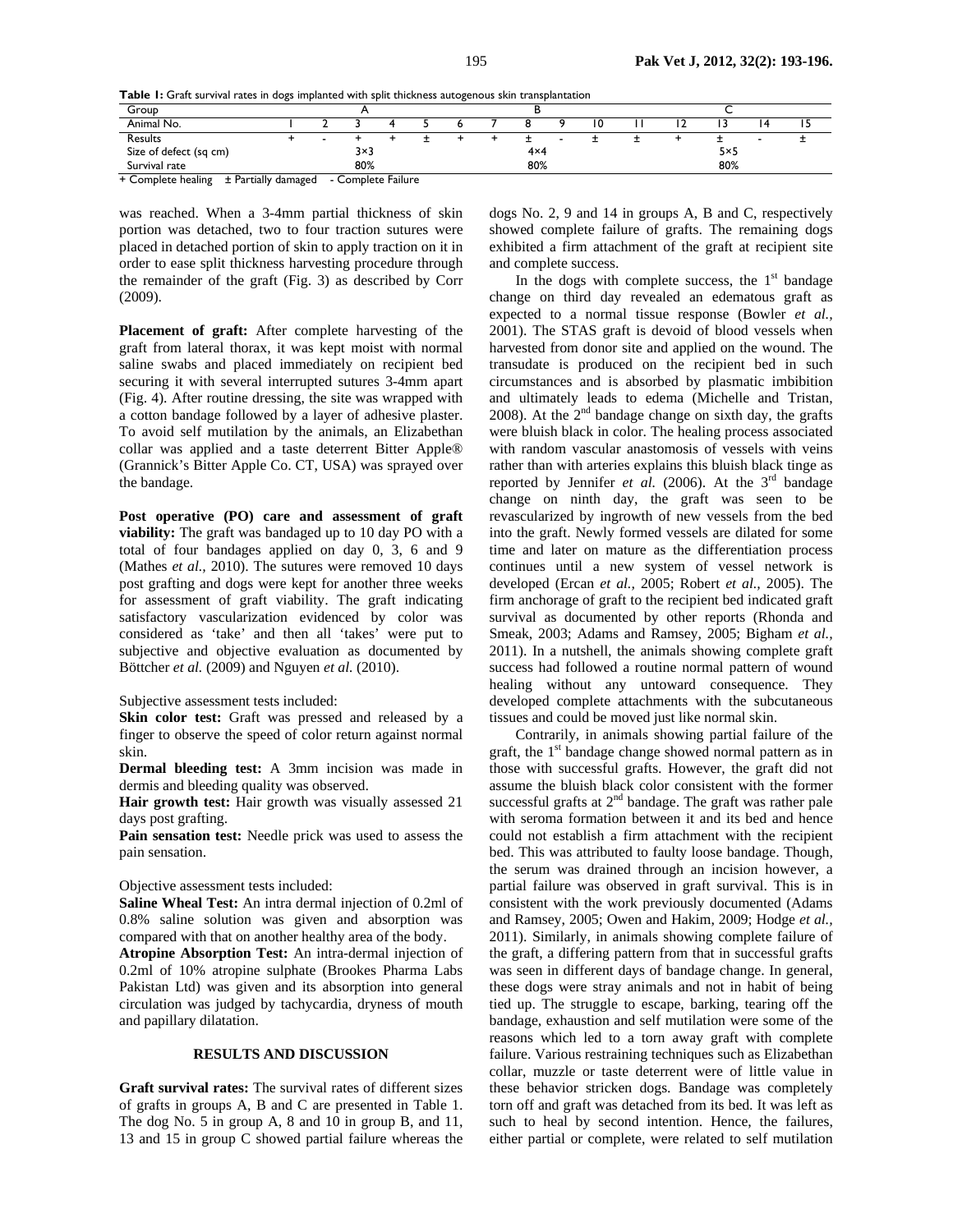**Table 1:** Graft survival rates in dogs implanted with split thickness autogenous skin transplantation

| Group | A | | | | | B | | | | | C | | | | |
|---|---|---|---|---|---|---|---|---|---|---|---|---|---|---|---|
| Animal No. | 1 | 2 | 3 | 4 | 5 | 6 | 7 | 8 | 9 | 10 | 11 | 12 | 13 | 14 | 15 |
| Results | + | - | + | + | ± | + | + | ± | - | ± | ± | + | ± | - | ± |
| Size of defect (sq cm) | | | 3×3 | | | | | 4×4 | | | | | 5×5 | | |
| Survival rate | | | 80% | | | | | 80% | | | | | 80% | | |

+ Complete healing ± Partially damaged - Complete Failure

was reached. When a 3-4mm partial thickness of skin portion was detached, two to four traction sutures were placed in detached portion of skin to apply traction on it in order to ease split thickness harvesting procedure through the remainder of the graft (Fig. 3) as described by Corr (2009).

**Placement of graft:** After complete harvesting of the graft from lateral thorax, it was kept moist with normal saline swabs and placed immediately on recipient bed securing it with several interrupted sutures 3-4mm apart (Fig. 4). After routine dressing, the site was wrapped with a cotton bandage followed by a layer of adhesive plaster. To avoid self mutilation by the animals, an Elizabethan collar was applied and a taste deterrent Bitter Apple® (Grannick's Bitter Apple Co. CT, USA) was sprayed over the bandage.

**Post operative (PO) care and assessment of graft viability:** The graft was bandaged up to 10 day PO with a total of four bandages applied on day 0, 3, 6 and 9 (Mathes *et al.,* 2010). The sutures were removed 10 days post grafting and dogs were kept for another three weeks for assessment of graft viability. The graft indicating satisfactory vascularization evidenced by color was considered as 'take' and then all 'takes' were put to subjective and objective evaluation as documented by Böttcher *et al.* (2009) and Nguyen *et al.* (2010).

Subjective assessment tests included:

**Skin color test:** Graft was pressed and released by a finger to observe the speed of color return against normal skin.

**Dermal bleeding test:** A 3mm incision was made in dermis and bleeding quality was observed.

**Hair growth test:** Hair growth was visually assessed 21 days post grafting.

**Pain sensation test:** Needle prick was used to assess the pain sensation.

Objective assessment tests included:

**Saline Wheal Test:** An intra dermal injection of 0.2ml of 0.8% saline solution was given and absorption was compared with that on another healthy area of the body.

**Atropine Absorption Test:** An intra-dermal injection of 0.2ml of 10% atropine sulphate (Brookes Pharma Labs Pakistan Ltd) was given and its absorption into general circulation was judged by tachycardia, dryness of mouth and papillary dilatation.

## RESULTS AND DISCUSSION

**Graft survival rates:** The survival rates of different sizes of grafts in groups A, B and C are presented in Table 1. The dog No. 5 in group A, 8 and 10 in group B, and 11, 13 and 15 in group C showed partial failure whereas the dogs No. 2, 9 and 14 in groups A, B and C, respectively showed complete failure of grafts. The remaining dogs exhibited a firm attachment of the graft at recipient site and complete success.

In the dogs with complete success, the 1st bandage change on third day revealed an edematous graft as expected to a normal tissue response (Bowler *et al.,* 2001). The STAS graft is devoid of blood vessels when harvested from donor site and applied on the wound. The transudate is produced on the recipient bed in such circumstances and is absorbed by plasmatic imbibition and ultimately leads to edema (Michelle and Tristan, 2008). At the 2nd bandage change on sixth day, the grafts were bluish black in color. The healing process associated with random vascular anastomosis of vessels with veins rather than with arteries explains this bluish black tinge as reported by Jennifer *et al.* (2006). At the 3rd bandage change on ninth day, the graft was seen to be revascularized by ingrowth of new vessels from the bed into the graft. Newly formed vessels are dilated for some time and later on mature as the differentiation process continues until a new system of vessel network is developed (Ercan *et al.,* 2005; Robert *et al.,* 2005). The firm anchorage of graft to the recipient bed indicated graft survival as documented by other reports (Rhonda and Smeak, 2003; Adams and Ramsey, 2005; Bigham *et al.,* 2011). In a nutshell, the animals showing complete graft success had followed a routine normal pattern of wound healing without any untoward consequence. They developed complete attachments with the subcutaneous tissues and could be moved just like normal skin.

Contrarily, in animals showing partial failure of the graft, the 1st bandage change showed normal pattern as in those with successful grafts. However, the graft did not assume the bluish black color consistent with the former successful grafts at 2nd bandage. The graft was rather pale with seroma formation between it and its bed and hence could not establish a firm attachment with the recipient bed. This was attributed to faulty loose bandage. Though, the serum was drained through an incision however, a partial failure was observed in graft survival. This is in consistent with the work previously documented (Adams and Ramsey, 2005; Owen and Hakim, 2009; Hodge *et al.,* 2011). Similarly, in animals showing complete failure of the graft, a differing pattern from that in successful grafts was seen in different days of bandage change. In general, these dogs were stray animals and not in habit of being tied up. The struggle to escape, barking, tearing off the bandage, exhaustion and self mutilation were some of the reasons which led to a torn away graft with complete failure. Various restraining techniques such as Elizabethan collar, muzzle or taste deterrent were of little value in these behavior stricken dogs. Bandage was completely torn off and graft was detached from its bed. It was left as such to heal by second intention. Hence, the failures, either partial or complete, were related to self mutilation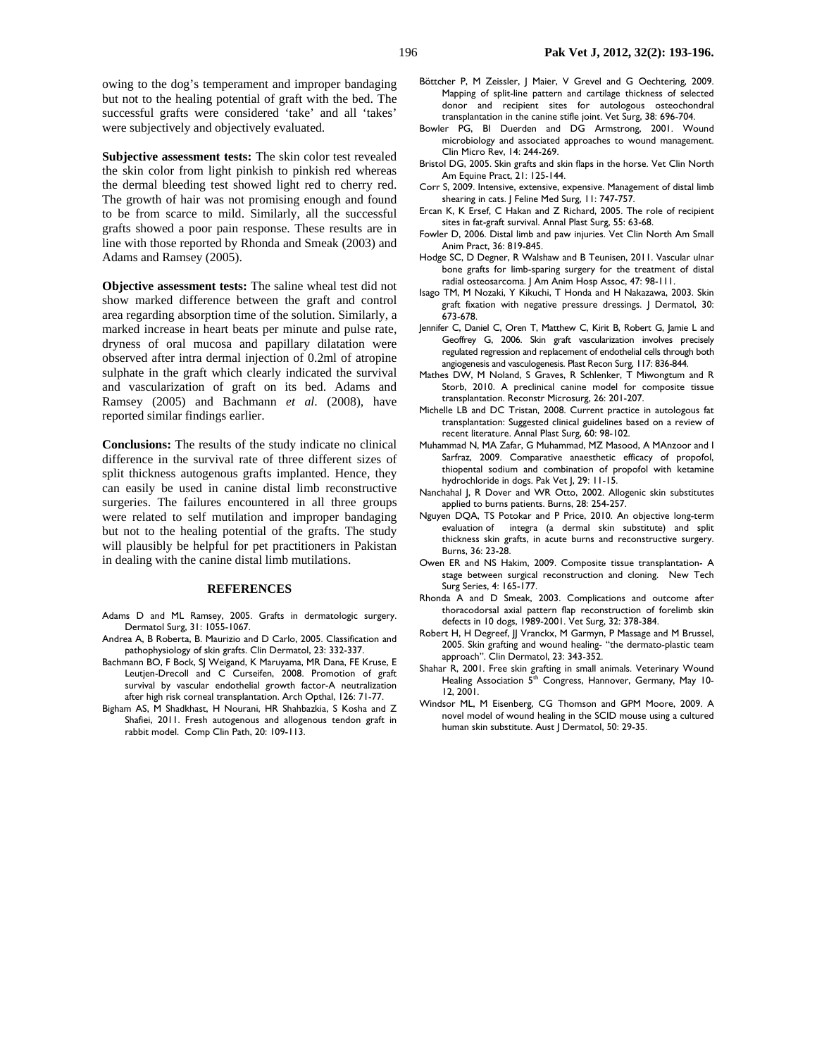owing to the dog's temperament and improper bandaging but not to the healing potential of graft with the bed. The successful grafts were considered 'take' and all 'takes' were subjectively and objectively evaluated.

**Subjective assessment tests:** The skin color test revealed the skin color from light pinkish to pinkish red whereas the dermal bleeding test showed light red to cherry red. The growth of hair was not promising enough and found to be from scarce to mild. Similarly, all the successful grafts showed a poor pain response. These results are in line with those reported by Rhonda and Smeak (2003) and Adams and Ramsey (2005).

**Objective assessment tests:** The saline wheal test did not show marked difference between the graft and control area regarding absorption time of the solution. Similarly, a marked increase in heart beats per minute and pulse rate, dryness of oral mucosa and papillary dilatation were observed after intra dermal injection of 0.2ml of atropine sulphate in the graft which clearly indicated the survival and vascularization of graft on its bed. Adams and Ramsey (2005) and Bachmann *et al*. (2008), have reported similar findings earlier.

**Conclusions:** The results of the study indicate no clinical difference in the survival rate of three different sizes of split thickness autogenous grafts implanted. Hence, they can easily be used in canine distal limb reconstructive surgeries. The failures encountered in all three groups were related to self mutilation and improper bandaging but not to the healing potential of the grafts. The study will plausibly be helpful for pet practitioners in Pakistan in dealing with the canine distal limb mutilations.

## REFERENCES

Adams D and ML Ramsey, 2005. Grafts in dermatologic surgery. Dermatol Surg, 31: 1055-1067.

Andrea A, B Roberta, B. Maurizio and D Carlo, 2005. Classification and pathophysiology of skin grafts. Clin Dermatol, 23: 332-337.

Bachmann BO, F Bock, SJ Weigand, K Maruyama, MR Dana, FE Kruse, E Leutjen-Drecoll and C Curseifen, 2008. Promotion of graft survival by vascular endothelial growth factor-A neutralization after high risk corneal transplantation. Arch Opthal, 126: 71-77.

Bigham AS, M Shadkhast, H Nourani, HR Shahbazkia, S Kosha and Z Shafiei, 2011. Fresh autogenous and allogenous tendon graft in rabbit model. Comp Clin Path, 20: 109-113.

Böttcher P, M Zeissler, J Maier, V Grevel and G Oechtering, 2009. Mapping of split-line pattern and cartilage thickness of selected donor and recipient sites for autologous osteochondral transplantation in the canine stifle joint. Vet Surg, 38: 696-704.

Bowler PG, BI Duerden and DG Armstrong, 2001. Wound microbiology and associated approaches to wound management. Clin Micro Rev, 14: 244-269.

Bristol DG, 2005. Skin grafts and skin flaps in the horse. Vet Clin North Am Equine Pract, 21: 125-144.

Corr S, 2009. Intensive, extensive, expensive. Management of distal limb shearing in cats. J Feline Med Surg, 11: 747-757.

Ercan K, K Ersef, C Hakan and Z Richard, 2005. The role of recipient sites in fat-graft survival. Annal Plast Surg, 55: 63-68.

Fowler D, 2006. Distal limb and paw injuries. Vet Clin North Am Small Anim Pract, 36: 819-845.

Hodge SC, D Degner, R Walshaw and B Teunisen, 2011. Vascular ulnar bone grafts for limb-sparing surgery for the treatment of distal radial osteosarcoma. J Am Anim Hosp Assoc, 47: 98-111.

Isago TM, M Nozaki, Y Kikuchi, T Honda and H Nakazawa, 2003. Skin graft fixation with negative pressure dressings. J Dermatol, 30: 673-678.

Jennifer C, Daniel C, Oren T, Matthew C, Kirit B, Robert G, Jamie L and Geoffrey G, 2006. Skin graft vascularization involves precisely regulated regression and replacement of endothelial cells through both angiogenesis and vasculogenesis. Plast Recon Surg, 117: 836-844.

Mathes DW, M Noland, S Graves, R Schlenker, T Miwongtum and R Storb, 2010. A preclinical canine model for composite tissue transplantation. Reconstr Microsurg, 26: 201-207.

Michelle LB and DC Tristan, 2008. Current practice in autologous fat transplantation: Suggested clinical guidelines based on a review of recent literature. Annal Plast Surg, 60: 98-102.

Muhammad N, MA Zafar, G Muhammad, MZ Masood, A MAnzoor and I Sarfraz, 2009. Comparative anaesthetic efficacy of propofol, thiopental sodium and combination of propofol with ketamine hydrochloride in dogs. Pak Vet J, 29: 11-15.

Nanchahal J, R Dover and WR Otto, 2002. Allogenic skin substitutes applied to burns patients. Burns, 28: 254-257.

Nguyen DQA, TS Potokar and P Price, 2010. An objective long-term evaluation of integra (a dermal skin substitute) and split thickness skin grafts, in acute burns and reconstructive surgery. Burns, 36: 23-28.

Owen ER and NS Hakim, 2009. Composite tissue transplantation- A stage between surgical reconstruction and cloning. New Tech Surg Series, 4: 165-177.

Rhonda A and D Smeak, 2003. Complications and outcome after thoracodorsal axial pattern flap reconstruction of forelimb skin defects in 10 dogs, 1989-2001. Vet Surg, 32: 378-384.

Robert H, H Degreef, JJ Vranckx, M Garmyn, P Massage and M Brussel, 2005. Skin grafting and wound healing- "the dermato-plastic team approach". Clin Dermatol, 23: 343-352.

Shahar R, 2001. Free skin grafting in small animals. Veterinary Wound Healing Association 5th Congress, Hannover, Germany, May 10-12, 2001.

Windsor ML, M Eisenberg, CG Thomson and GPM Moore, 2009. A novel model of wound healing in the SCID mouse using a cultured human skin substitute. Aust J Dermatol, 50: 29-35.